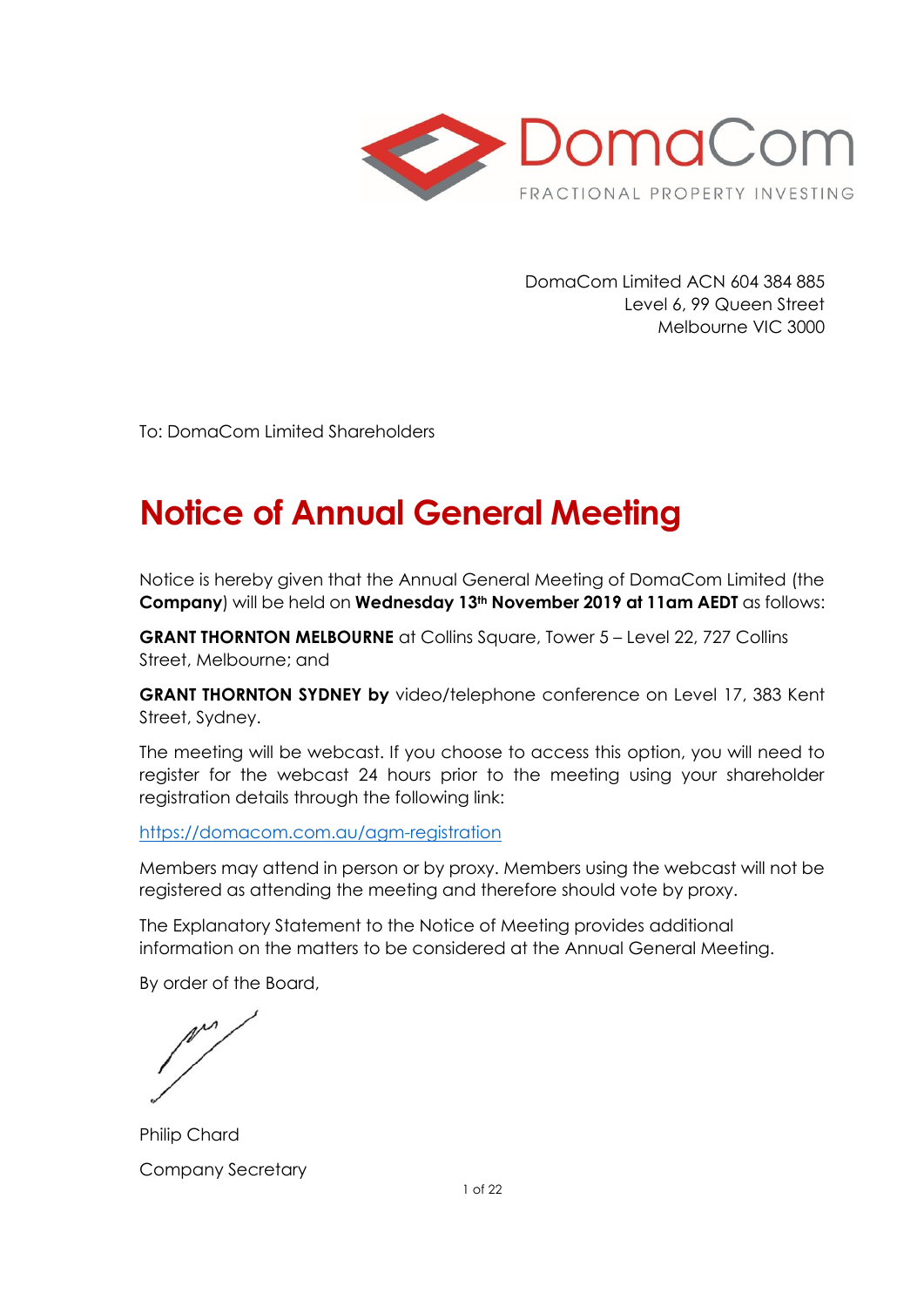DomaCom Limited ACN 604 384 885
Level 6, 99 Queen Street
Melbourne VIC 3000

To: DomaCom Limited Shareholders

# Notice of Annual General Meeting

Notice is hereby given that the Annual General Meeting of DomaCom Limited (the **Company**) will be held on **Wednesday 13th November 2019 at 11am AEDT** as follows:

**GRANT THORNTON MELBOURNE** at Collins Square, Tower 5 – Level 22, 727 Collins Street, Melbourne; and

**GRANT THORNTON SYDNEY by** video/telephone conference on Level 17, 383 Kent Street, Sydney.

The meeting will be webcast. If you choose to access this option, you will need to register for the webcast 24 hours prior to the meeting using your shareholder registration details through the following link:

https://domacom.com.au/agm-registration

Members may attend in person or by proxy. Members using the webcast will not be registered as attending the meeting and therefore should vote by proxy.

The Explanatory Statement to the Notice of Meeting provides additional information on the matters to be considered at the Annual General Meeting.

By order of the Board,

Philip Chard

Company Secretary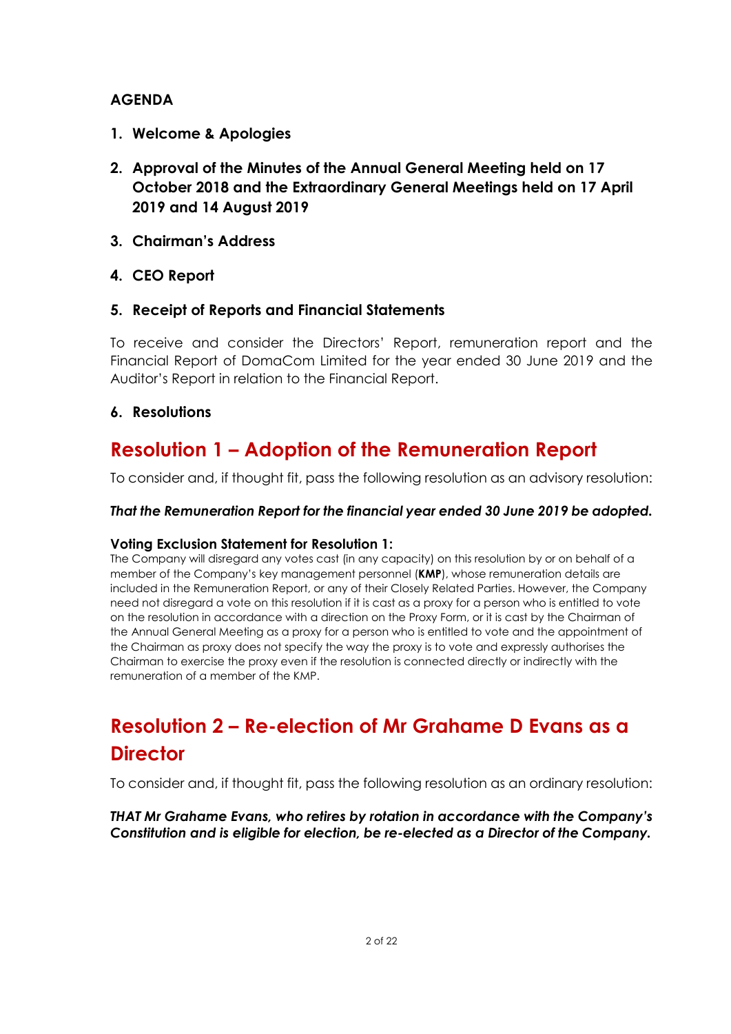## AGENDA

1. **Welcome & Apologies**

2. **Approval of the Minutes of the Annual General Meeting held on 17 October 2018 and the Extraordinary General Meetings held on 17 April 2019 and 14 August 2019**

3. **Chairman's Address**

4. **CEO Report**

5. **Receipt of Reports and Financial Statements**

   To receive and consider the Directors' Report, remuneration report and the Financial Report of DomaCom Limited for the year ended 30 June 2019 and the Auditor's Report in relation to the Financial Report.

6. **Resolutions**

## Resolution 1 – Adoption of the Remuneration Report

To consider and, if thought fit, pass the following resolution as an advisory resolution:

***That the Remuneration Report for the financial year ended 30 June 2019 be adopted.***

**Voting Exclusion Statement for Resolution 1:**

The Company will disregard any votes cast (in any capacity) on this resolution by or on behalf of a member of the Company's key management personnel (**KMP**), whose remuneration details are included in the Remuneration Report, or any of their Closely Related Parties. However, the Company need not disregard a vote on this resolution if it is cast as a proxy for a person who is entitled to vote on the resolution in accordance with a direction on the Proxy Form, or it is cast by the Chairman of the Annual General Meeting as a proxy for a person who is entitled to vote and the appointment of the Chairman as proxy does not specify the way the proxy is to vote and expressly authorises the Chairman to exercise the proxy even if the resolution is connected directly or indirectly with the remuneration of a member of the KMP.

## Resolution 2 – Re-election of Mr Grahame D Evans as a Director

To consider and, if thought fit, pass the following resolution as an ordinary resolution:

***THAT Mr Grahame Evans, who retires by rotation in accordance with the Company's Constitution and is eligible for election, be re-elected as a Director of the Company.***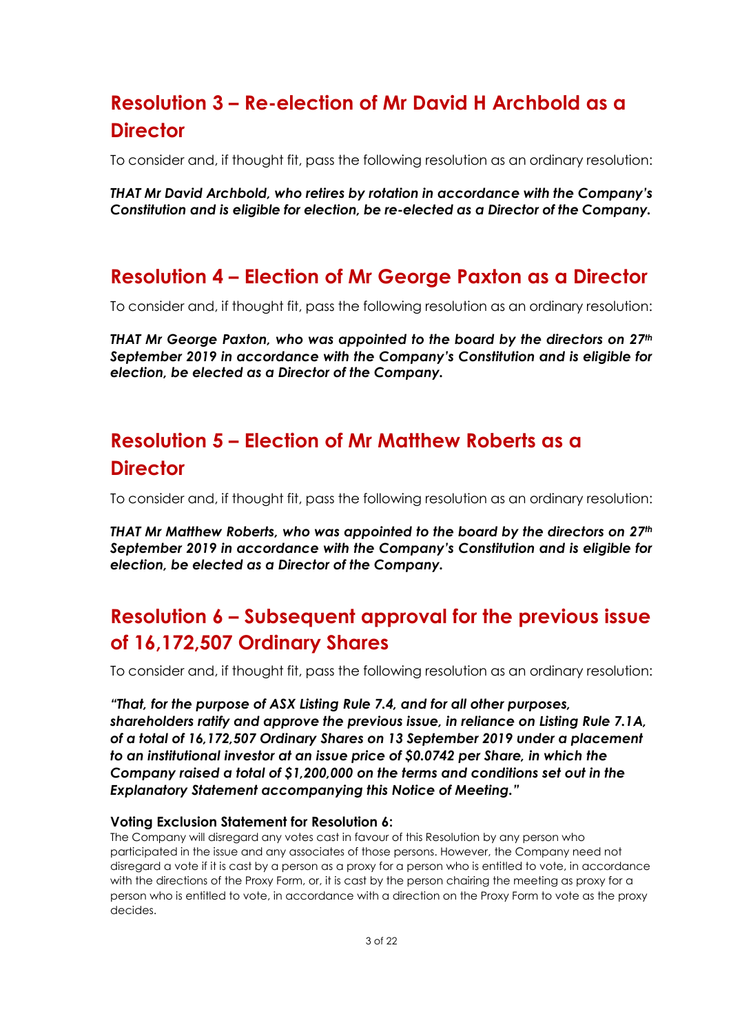## Resolution 3 – Re-election of Mr David H Archbold as a Director

To consider and, if thought fit, pass the following resolution as an ordinary resolution:

***THAT Mr David Archbold, who retires by rotation in accordance with the Company's Constitution and is eligible for election, be re-elected as a Director of the Company.***

## Resolution 4 – Election of Mr George Paxton as a Director

To consider and, if thought fit, pass the following resolution as an ordinary resolution:

***THAT Mr George Paxton, who was appointed to the board by the directors on 27th September 2019 in accordance with the Company's Constitution and is eligible for election, be elected as a Director of the Company.***

## Resolution 5 – Election of Mr Matthew Roberts as a Director

To consider and, if thought fit, pass the following resolution as an ordinary resolution:

***THAT Mr Matthew Roberts, who was appointed to the board by the directors on 27th September 2019 in accordance with the Company's Constitution and is eligible for election, be elected as a Director of the Company.***

## Resolution 6 – Subsequent approval for the previous issue of 16,172,507 Ordinary Shares

To consider and, if thought fit, pass the following resolution as an ordinary resolution:

***"That, for the purpose of ASX Listing Rule 7.4, and for all other purposes, shareholders ratify and approve the previous issue, in reliance on Listing Rule 7.1A, of a total of 16,172,507 Ordinary Shares on 13 September 2019 under a placement to an institutional investor at an issue price of $0.0742 per Share, in which the Company raised a total of $1,200,000 on the terms and conditions set out in the Explanatory Statement accompanying this Notice of Meeting."***

**Voting Exclusion Statement for Resolution 6:**

The Company will disregard any votes cast in favour of this Resolution by any person who participated in the issue and any associates of those persons. However, the Company need not disregard a vote if it is cast by a person as a proxy for a person who is entitled to vote, in accordance with the directions of the Proxy Form, or, it is cast by the person chairing the meeting as proxy for a person who is entitled to vote, in accordance with a direction on the Proxy Form to vote as the proxy decides.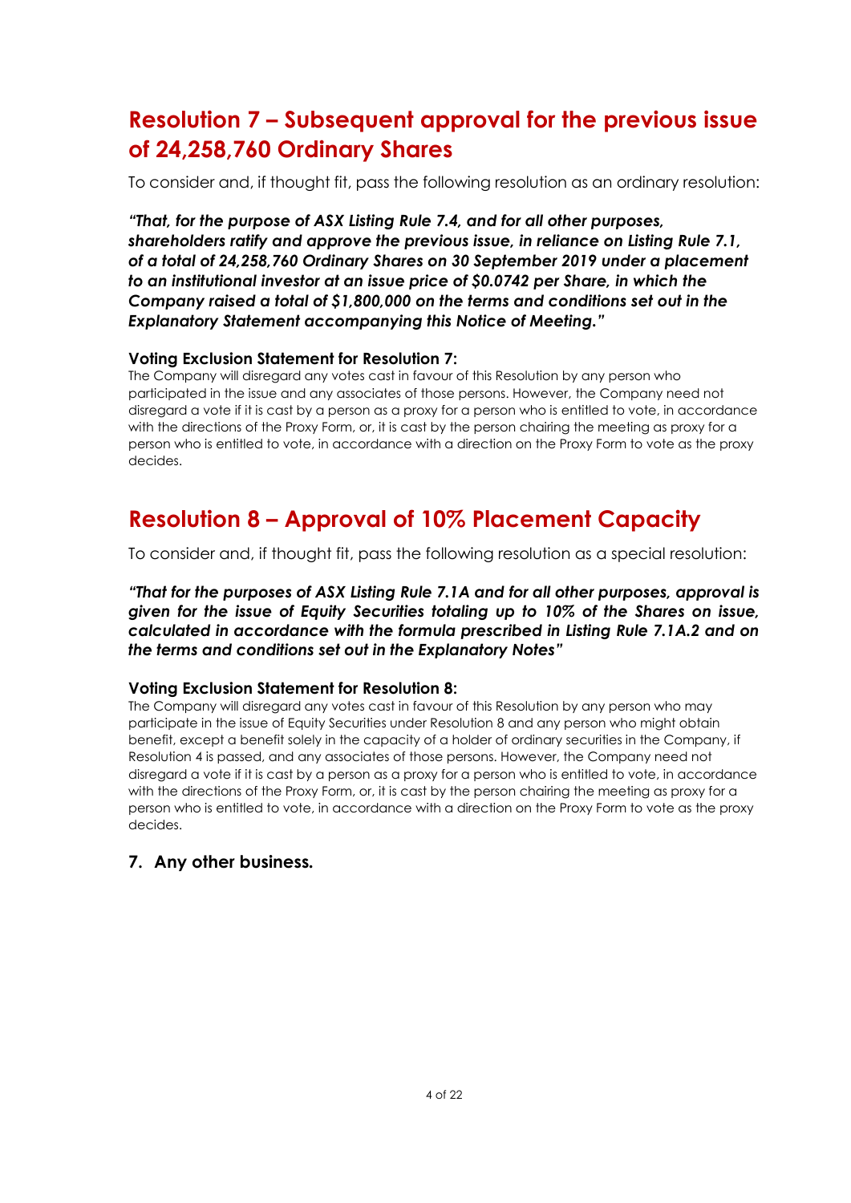## Resolution 7 – Subsequent approval for the previous issue of 24,258,760 Ordinary Shares

To consider and, if thought fit, pass the following resolution as an ordinary resolution:

***"That, for the purpose of ASX Listing Rule 7.4, and for all other purposes, shareholders ratify and approve the previous issue, in reliance on Listing Rule 7.1, of a total of 24,258,760 Ordinary Shares on 30 September 2019 under a placement to an institutional investor at an issue price of $0.0742 per Share, in which the Company raised a total of $1,800,000 on the terms and conditions set out in the Explanatory Statement accompanying this Notice of Meeting."***

**Voting Exclusion Statement for Resolution 7:**

The Company will disregard any votes cast in favour of this Resolution by any person who participated in the issue and any associates of those persons. However, the Company need not disregard a vote if it is cast by a person as a proxy for a person who is entitled to vote, in accordance with the directions of the Proxy Form, or, it is cast by the person chairing the meeting as proxy for a person who is entitled to vote, in accordance with a direction on the Proxy Form to vote as the proxy decides.

## Resolution 8 – Approval of 10% Placement Capacity

To consider and, if thought fit, pass the following resolution as a special resolution:

***"That for the purposes of ASX Listing Rule 7.1A and for all other purposes, approval is given for the issue of Equity Securities totaling up to 10% of the Shares on issue, calculated in accordance with the formula prescribed in Listing Rule 7.1A.2 and on the terms and conditions set out in the Explanatory Notes"***

**Voting Exclusion Statement for Resolution 8:**

The Company will disregard any votes cast in favour of this Resolution by any person who may participate in the issue of Equity Securities under Resolution 8 and any person who might obtain benefit, except a benefit solely in the capacity of a holder of ordinary securities in the Company, if Resolution 4 is passed, and any associates of those persons. However, the Company need not disregard a vote if it is cast by a person as a proxy for a person who is entitled to vote, in accordance with the directions of the Proxy Form, or, it is cast by the person chairing the meeting as proxy for a person who is entitled to vote, in accordance with a direction on the Proxy Form to vote as the proxy decides.

### 7. Any other business.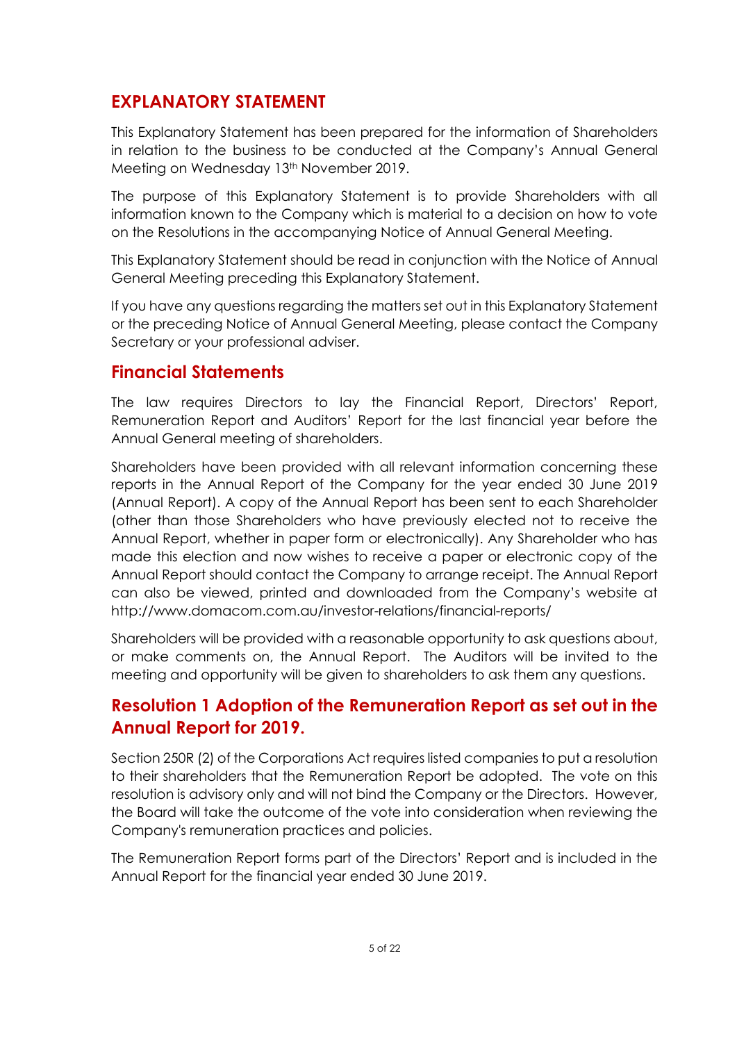## EXPLANATORY STATEMENT

This Explanatory Statement has been prepared for the information of Shareholders in relation to the business to be conducted at the Company's Annual General Meeting on Wednesday 13th November 2019.

The purpose of this Explanatory Statement is to provide Shareholders with all information known to the Company which is material to a decision on how to vote on the Resolutions in the accompanying Notice of Annual General Meeting.

This Explanatory Statement should be read in conjunction with the Notice of Annual General Meeting preceding this Explanatory Statement.

If you have any questions regarding the matters set out in this Explanatory Statement or the preceding Notice of Annual General Meeting, please contact the Company Secretary or your professional adviser.

## Financial Statements

The law requires Directors to lay the Financial Report, Directors' Report, Remuneration Report and Auditors' Report for the last financial year before the Annual General meeting of shareholders.

Shareholders have been provided with all relevant information concerning these reports in the Annual Report of the Company for the year ended 30 June 2019 (Annual Report). A copy of the Annual Report has been sent to each Shareholder (other than those Shareholders who have previously elected not to receive the Annual Report, whether in paper form or electronically). Any Shareholder who has made this election and now wishes to receive a paper or electronic copy of the Annual Report should contact the Company to arrange receipt. The Annual Report can also be viewed, printed and downloaded from the Company's website at http://www.domacom.com.au/investor-relations/financial-reports/

Shareholders will be provided with a reasonable opportunity to ask questions about, or make comments on, the Annual Report. The Auditors will be invited to the meeting and opportunity will be given to shareholders to ask them any questions.

## Resolution 1 Adoption of the Remuneration Report as set out in the Annual Report for 2019.

Section 250R (2) of the Corporations Act requires listed companies to put a resolution to their shareholders that the Remuneration Report be adopted. The vote on this resolution is advisory only and will not bind the Company or the Directors. However, the Board will take the outcome of the vote into consideration when reviewing the Company's remuneration practices and policies.

The Remuneration Report forms part of the Directors' Report and is included in the Annual Report for the financial year ended 30 June 2019.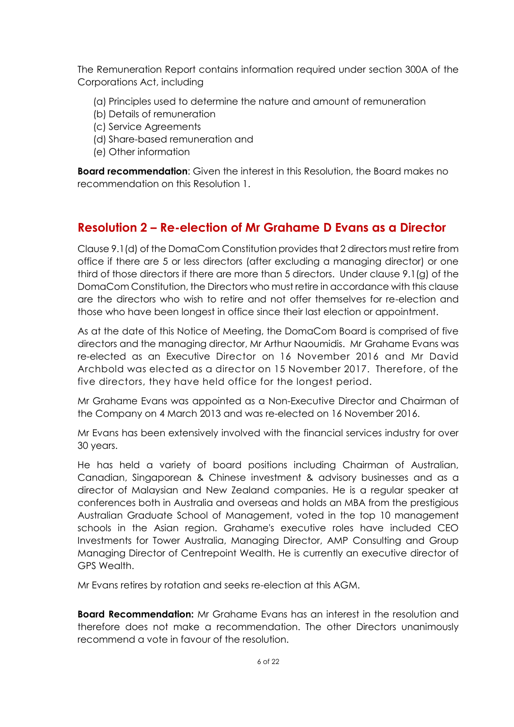The Remuneration Report contains information required under section 300A of the Corporations Act, including

(a) Principles used to determine the nature and amount of remuneration
(b) Details of remuneration
(c) Service Agreements
(d) Share-based remuneration and
(e) Other information

**Board recommendation**: Given the interest in this Resolution, the Board makes no recommendation on this Resolution 1.

## Resolution 2 – Re-election of Mr Grahame D Evans as a Director

Clause 9.1(d) of the DomaCom Constitution provides that 2 directors must retire from office if there are 5 or less directors (after excluding a managing director) or one third of those directors if there are more than 5 directors. Under clause 9.1(g) of the DomaCom Constitution, the Directors who must retire in accordance with this clause are the directors who wish to retire and not offer themselves for re-election and those who have been longest in office since their last election or appointment.

As at the date of this Notice of Meeting, the DomaCom Board is comprised of five directors and the managing director, Mr Arthur Naoumidis. Mr Grahame Evans was re-elected as an Executive Director on 16 November 2016 and Mr David Archbold was elected as a director on 15 November 2017. Therefore, of the five directors, they have held office for the longest period.

Mr Grahame Evans was appointed as a Non-Executive Director and Chairman of the Company on 4 March 2013 and was re-elected on 16 November 2016.

Mr Evans has been extensively involved with the financial services industry for over 30 years.

He has held a variety of board positions including Chairman of Australian, Canadian, Singaporean & Chinese investment & advisory businesses and as a director of Malaysian and New Zealand companies. He is a regular speaker at conferences both in Australia and overseas and holds an MBA from the prestigious Australian Graduate School of Management, voted in the top 10 management schools in the Asian region. Grahame's executive roles have included CEO Investments for Tower Australia, Managing Director, AMP Consulting and Group Managing Director of Centrepoint Wealth. He is currently an executive director of GPS Wealth.

Mr Evans retires by rotation and seeks re-election at this AGM.

**Board Recommendation:** Mr Grahame Evans has an interest in the resolution and therefore does not make a recommendation. The other Directors unanimously recommend a vote in favour of the resolution.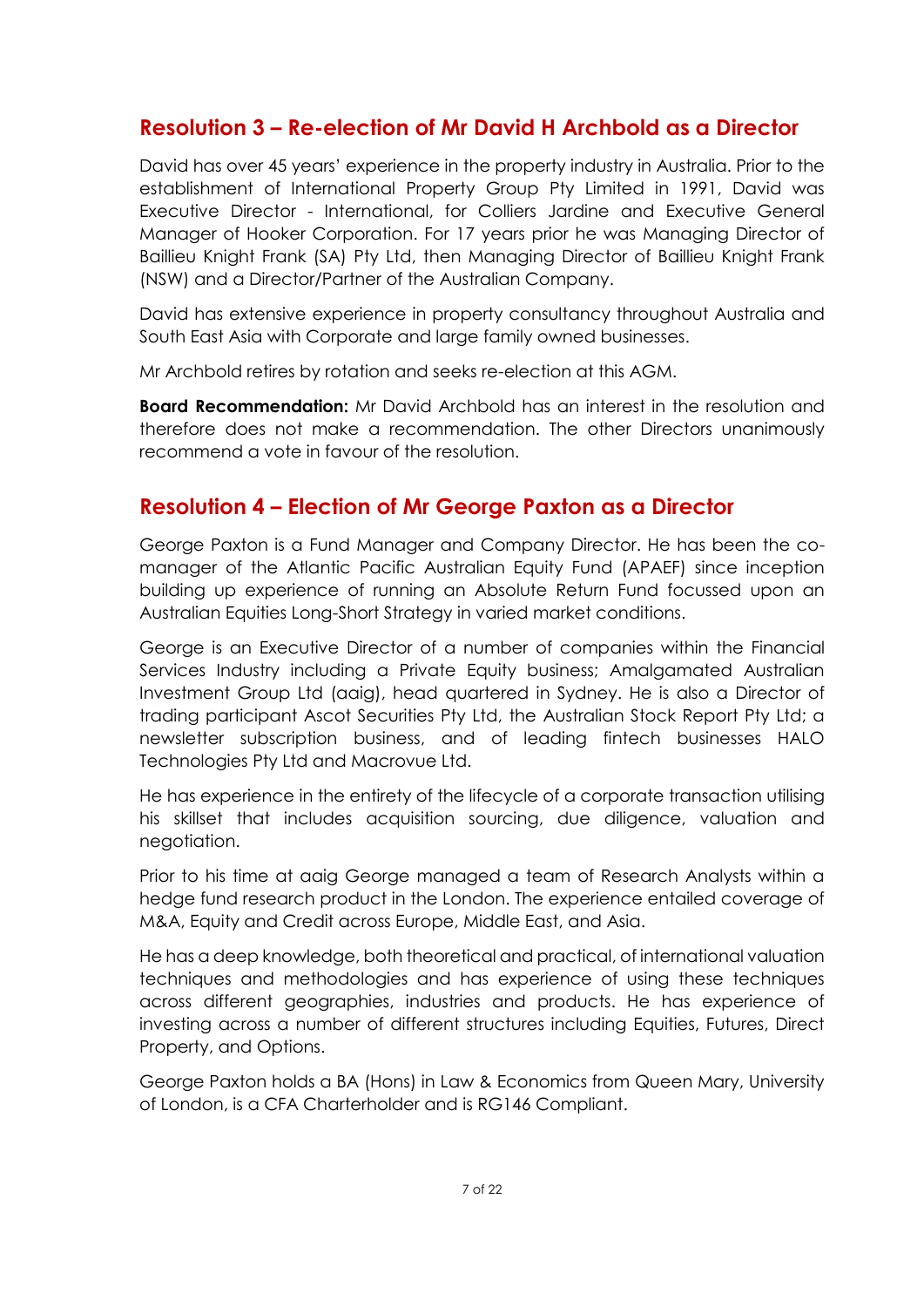## Resolution 3 – Re-election of Mr David H Archbold as a Director

David has over 45 years' experience in the property industry in Australia. Prior to the establishment of International Property Group Pty Limited in 1991, David was Executive Director - International, for Colliers Jardine and Executive General Manager of Hooker Corporation. For 17 years prior he was Managing Director of Baillieu Knight Frank (SA) Pty Ltd, then Managing Director of Baillieu Knight Frank (NSW) and a Director/Partner of the Australian Company.

David has extensive experience in property consultancy throughout Australia and South East Asia with Corporate and large family owned businesses.

Mr Archbold retires by rotation and seeks re-election at this AGM.

**Board Recommendation:** Mr David Archbold has an interest in the resolution and therefore does not make a recommendation. The other Directors unanimously recommend a vote in favour of the resolution.

## Resolution 4 – Election of Mr George Paxton as a Director

George Paxton is a Fund Manager and Company Director. He has been the co-manager of the Atlantic Pacific Australian Equity Fund (APAEF) since inception building up experience of running an Absolute Return Fund focussed upon an Australian Equities Long-Short Strategy in varied market conditions.

George is an Executive Director of a number of companies within the Financial Services Industry including a Private Equity business; Amalgamated Australian Investment Group Ltd (aaig), head quartered in Sydney. He is also a Director of trading participant Ascot Securities Pty Ltd, the Australian Stock Report Pty Ltd; a newsletter subscription business, and of leading fintech businesses HALO Technologies Pty Ltd and Macrovue Ltd.

He has experience in the entirety of the lifecycle of a corporate transaction utilising his skillset that includes acquisition sourcing, due diligence, valuation and negotiation.

Prior to his time at aaig George managed a team of Research Analysts within a hedge fund research product in the London. The experience entailed coverage of M&A, Equity and Credit across Europe, Middle East, and Asia.

He has a deep knowledge, both theoretical and practical, of international valuation techniques and methodologies and has experience of using these techniques across different geographies, industries and products. He has experience of investing across a number of different structures including Equities, Futures, Direct Property, and Options.

George Paxton holds a BA (Hons) in Law & Economics from Queen Mary, University of London, is a CFA Charterholder and is RG146 Compliant.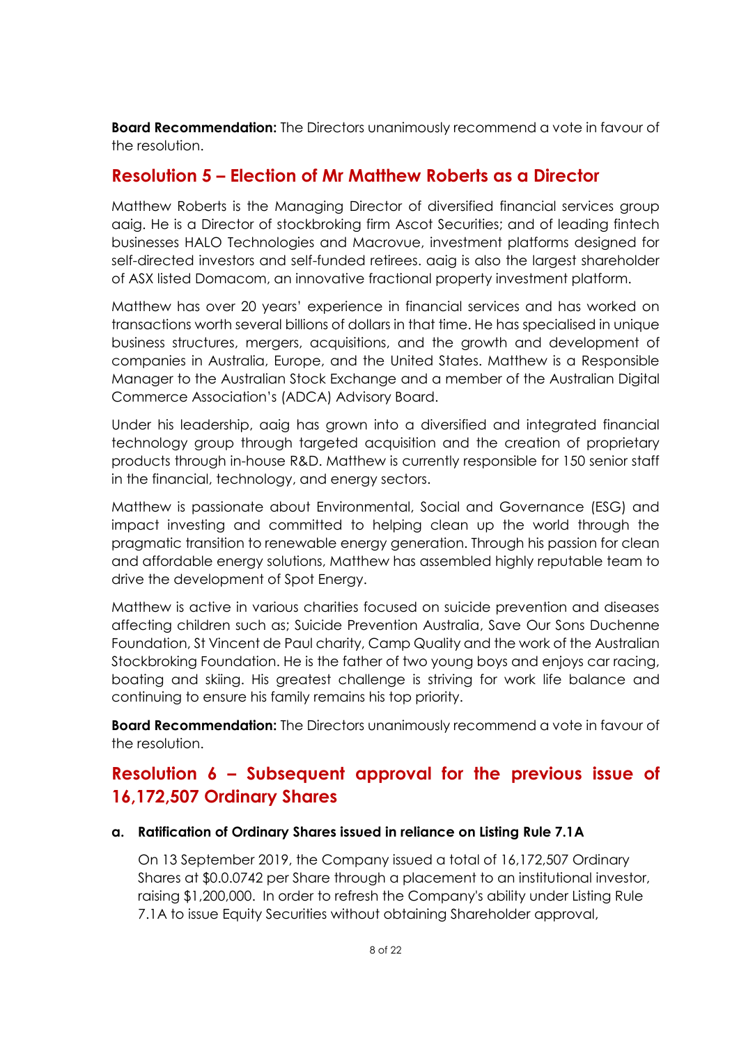**Board Recommendation:** The Directors unanimously recommend a vote in favour of the resolution.

## Resolution 5 – Election of Mr Matthew Roberts as a Director

Matthew Roberts is the Managing Director of diversified financial services group aaig. He is a Director of stockbroking firm Ascot Securities; and of leading fintech businesses HALO Technologies and Macrovue, investment platforms designed for self-directed investors and self-funded retirees. aaig is also the largest shareholder of ASX listed Domacom, an innovative fractional property investment platform.

Matthew has over 20 years' experience in financial services and has worked on transactions worth several billions of dollars in that time. He has specialised in unique business structures, mergers, acquisitions, and the growth and development of companies in Australia, Europe, and the United States. Matthew is a Responsible Manager to the Australian Stock Exchange and a member of the Australian Digital Commerce Association's (ADCA) Advisory Board.

Under his leadership, aaig has grown into a diversified and integrated financial technology group through targeted acquisition and the creation of proprietary products through in-house R&D. Matthew is currently responsible for 150 senior staff in the financial, technology, and energy sectors.

Matthew is passionate about Environmental, Social and Governance (ESG) and impact investing and committed to helping clean up the world through the pragmatic transition to renewable energy generation. Through his passion for clean and affordable energy solutions, Matthew has assembled highly reputable team to drive the development of Spot Energy.

Matthew is active in various charities focused on suicide prevention and diseases affecting children such as; Suicide Prevention Australia, Save Our Sons Duchenne Foundation, St Vincent de Paul charity, Camp Quality and the work of the Australian Stockbroking Foundation. He is the father of two young boys and enjoys car racing, boating and skiing. His greatest challenge is striving for work life balance and continuing to ensure his family remains his top priority.

**Board Recommendation:** The Directors unanimously recommend a vote in favour of the resolution.

## Resolution 6 – Subsequent approval for the previous issue of 16,172,507 Ordinary Shares

**a. Ratification of Ordinary Shares issued in reliance on Listing Rule 7.1A**

On 13 September 2019, the Company issued a total of 16,172,507 Ordinary Shares at $0.0.0742 per Share through a placement to an institutional investor, raising $1,200,000. In order to refresh the Company's ability under Listing Rule 7.1A to issue Equity Securities without obtaining Shareholder approval,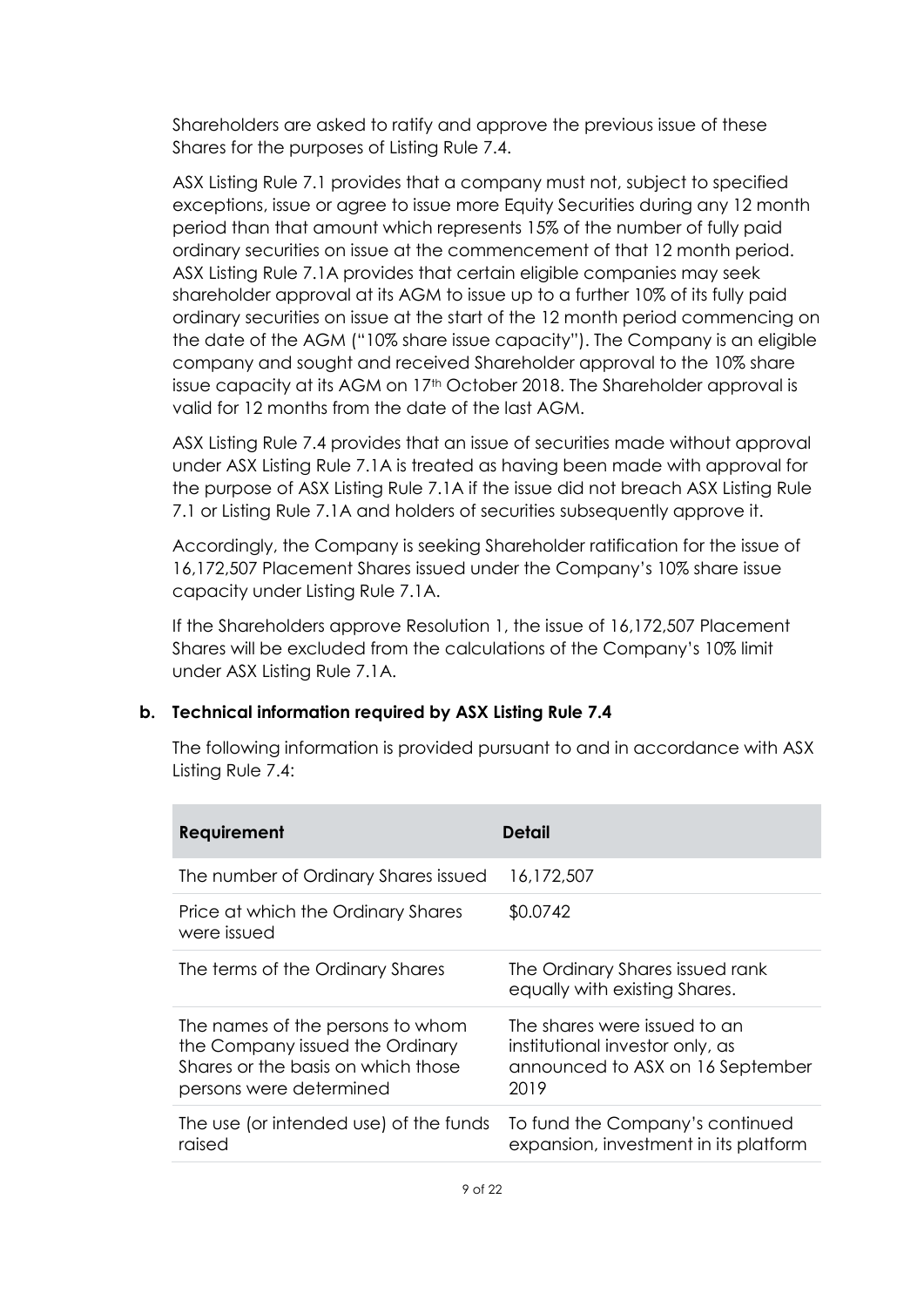Shareholders are asked to ratify and approve the previous issue of these Shares for the purposes of Listing Rule 7.4.

ASX Listing Rule 7.1 provides that a company must not, subject to specified exceptions, issue or agree to issue more Equity Securities during any 12 month period than that amount which represents 15% of the number of fully paid ordinary securities on issue at the commencement of that 12 month period. ASX Listing Rule 7.1A provides that certain eligible companies may seek shareholder approval at its AGM to issue up to a further 10% of its fully paid ordinary securities on issue at the start of the 12 month period commencing on the date of the AGM ("10% share issue capacity"). The Company is an eligible company and sought and received Shareholder approval to the 10% share issue capacity at its AGM on 17th October 2018. The Shareholder approval is valid for 12 months from the date of the last AGM.

ASX Listing Rule 7.4 provides that an issue of securities made without approval under ASX Listing Rule 7.1A is treated as having been made with approval for the purpose of ASX Listing Rule 7.1A if the issue did not breach ASX Listing Rule 7.1 or Listing Rule 7.1A and holders of securities subsequently approve it.

Accordingly, the Company is seeking Shareholder ratification for the issue of 16,172,507 Placement Shares issued under the Company's 10% share issue capacity under Listing Rule 7.1A.

If the Shareholders approve Resolution 1, the issue of 16,172,507 Placement Shares will be excluded from the calculations of the Company's 10% limit under ASX Listing Rule 7.1A.

**b. Technical information required by ASX Listing Rule 7.4**

The following information is provided pursuant to and in accordance with ASX Listing Rule 7.4:

| Requirement | Detail |
|---|---|
| The number of Ordinary Shares issued | 16,172,507 |
| Price at which the Ordinary Shares were issued | $0.0742 |
| The terms of the Ordinary Shares | The Ordinary Shares issued rank equally with existing Shares. |
| The names of the persons to whom the Company issued the Ordinary Shares or the basis on which those persons were determined | The shares were issued to an institutional investor only, as announced to ASX on 16 September 2019 |
| The use (or intended use) of the funds raised | To fund the Company's continued expansion, investment in its platform |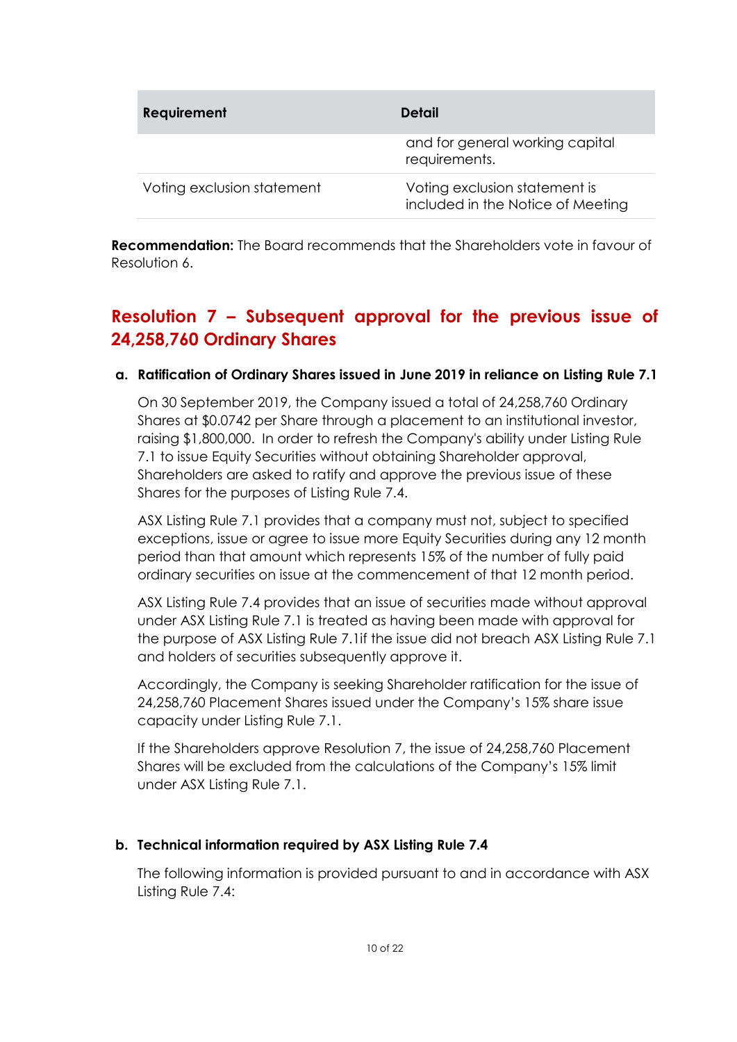| Requirement | Detail |
| --- | --- |
| | and for general working capital requirements. |
| Voting exclusion statement | Voting exclusion statement is included in the Notice of Meeting |

**Recommendation:** The Board recommends that the Shareholders vote in favour of Resolution 6.

## Resolution 7 – Subsequent approval for the previous issue of 24,258,760 Ordinary Shares

### a. Ratification of Ordinary Shares issued in June 2019 in reliance on Listing Rule 7.1

On 30 September 2019, the Company issued a total of 24,258,760 Ordinary Shares at $0.0742 per Share through a placement to an institutional investor, raising $1,800,000. In order to refresh the Company's ability under Listing Rule 7.1 to issue Equity Securities without obtaining Shareholder approval, Shareholders are asked to ratify and approve the previous issue of these Shares for the purposes of Listing Rule 7.4.

ASX Listing Rule 7.1 provides that a company must not, subject to specified exceptions, issue or agree to issue more Equity Securities during any 12 month period than that amount which represents 15% of the number of fully paid ordinary securities on issue at the commencement of that 12 month period.

ASX Listing Rule 7.4 provides that an issue of securities made without approval under ASX Listing Rule 7.1 is treated as having been made with approval for the purpose of ASX Listing Rule 7.1if the issue did not breach ASX Listing Rule 7.1 and holders of securities subsequently approve it.

Accordingly, the Company is seeking Shareholder ratification for the issue of 24,258,760 Placement Shares issued under the Company's 15% share issue capacity under Listing Rule 7.1.

If the Shareholders approve Resolution 7, the issue of 24,258,760 Placement Shares will be excluded from the calculations of the Company's 15% limit under ASX Listing Rule 7.1.

### b. Technical information required by ASX Listing Rule 7.4

The following information is provided pursuant to and in accordance with ASX Listing Rule 7.4: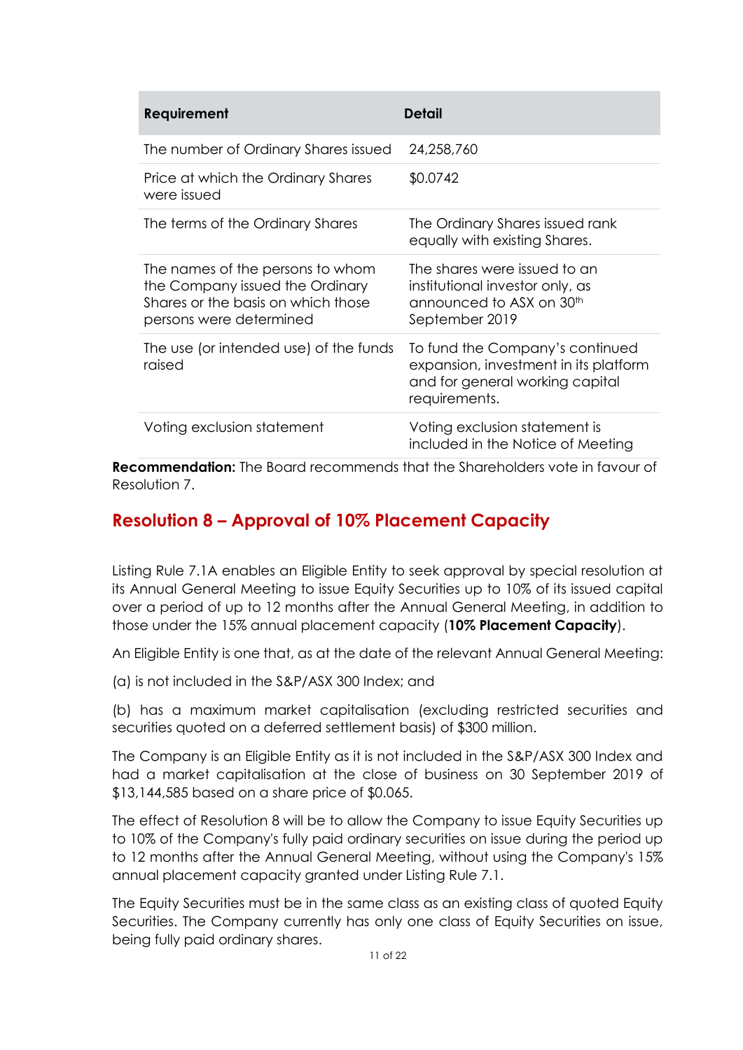| Requirement | Detail |
|---|---|
| The number of Ordinary Shares issued | 24,258,760 |
| Price at which the Ordinary Shares were issued | $0.0742 |
| The terms of the Ordinary Shares | The Ordinary Shares issued rank equally with existing Shares. |
| The names of the persons to whom the Company issued the Ordinary Shares or the basis on which those persons were determined | The shares were issued to an institutional investor only, as announced to ASX on 30th September 2019 |
| The use (or intended use) of the funds raised | To fund the Company's continued expansion, investment in its platform and for general working capital requirements. |
| Voting exclusion statement | Voting exclusion statement is included in the Notice of Meeting |

**Recommendation:** The Board recommends that the Shareholders vote in favour of Resolution 7.

## Resolution 8 – Approval of 10% Placement Capacity

Listing Rule 7.1A enables an Eligible Entity to seek approval by special resolution at its Annual General Meeting to issue Equity Securities up to 10% of its issued capital over a period of up to 12 months after the Annual General Meeting, in addition to those under the 15% annual placement capacity (**10% Placement Capacity**).

An Eligible Entity is one that, as at the date of the relevant Annual General Meeting:

(a) is not included in the S&P/ASX 300 Index; and

(b) has a maximum market capitalisation (excluding restricted securities and securities quoted on a deferred settlement basis) of $300 million.

The Company is an Eligible Entity as it is not included in the S&P/ASX 300 Index and had a market capitalisation at the close of business on 30 September 2019 of $13,144,585 based on a share price of $0.065.

The effect of Resolution 8 will be to allow the Company to issue Equity Securities up to 10% of the Company's fully paid ordinary securities on issue during the period up to 12 months after the Annual General Meeting, without using the Company's 15% annual placement capacity granted under Listing Rule 7.1.

The Equity Securities must be in the same class as an existing class of quoted Equity Securities. The Company currently has only one class of Equity Securities on issue, being fully paid ordinary shares.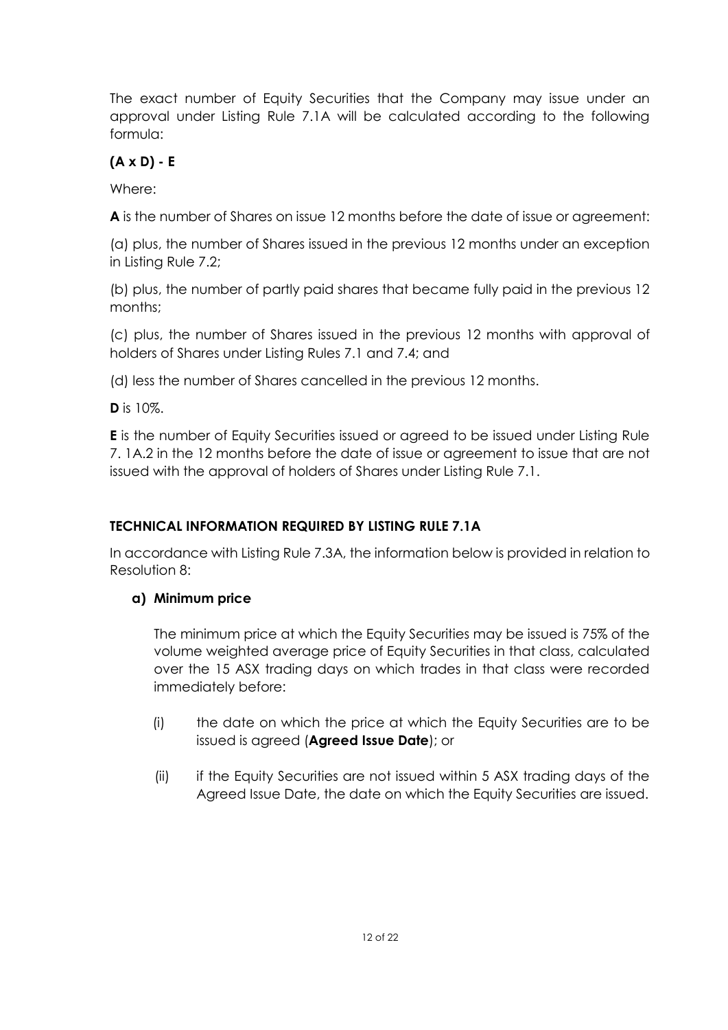The exact number of Equity Securities that the Company may issue under an approval under Listing Rule 7.1A will be calculated according to the following formula:

**(A x D) - E**

Where:

**A** is the number of Shares on issue 12 months before the date of issue or agreement:

(a) plus, the number of Shares issued in the previous 12 months under an exception in Listing Rule 7.2;

(b) plus, the number of partly paid shares that became fully paid in the previous 12 months;

(c) plus, the number of Shares issued in the previous 12 months with approval of holders of Shares under Listing Rules 7.1 and 7.4; and

(d) less the number of Shares cancelled in the previous 12 months.

**D** is 10%.

**E** is the number of Equity Securities issued or agreed to be issued under Listing Rule 7. 1A.2 in the 12 months before the date of issue or agreement to issue that are not issued with the approval of holders of Shares under Listing Rule 7.1.

**TECHNICAL INFORMATION REQUIRED BY LISTING RULE 7.1A**

In accordance with Listing Rule 7.3A, the information below is provided in relation to Resolution 8:

**a) Minimum price**

The minimum price at which the Equity Securities may be issued is 75% of the volume weighted average price of Equity Securities in that class, calculated over the 15 ASX trading days on which trades in that class were recorded immediately before:

(i) the date on which the price at which the Equity Securities are to be issued is agreed (**Agreed Issue Date**); or

(ii) if the Equity Securities are not issued within 5 ASX trading days of the Agreed Issue Date, the date on which the Equity Securities are issued.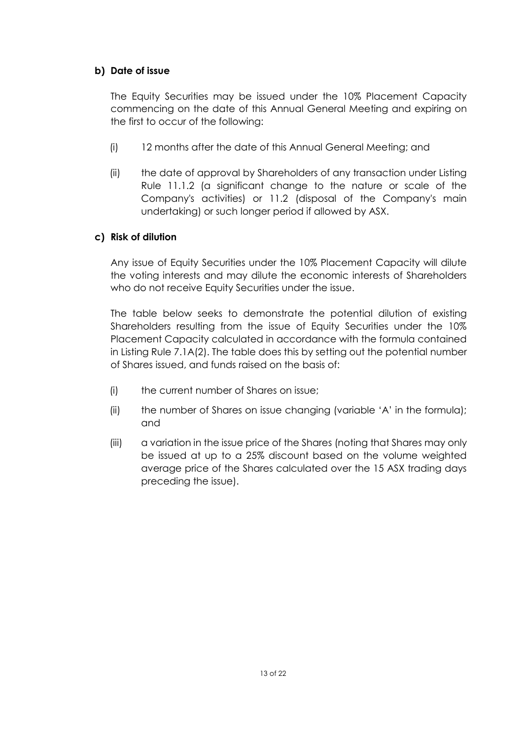**b) Date of issue**

The Equity Securities may be issued under the 10% Placement Capacity commencing on the date of this Annual General Meeting and expiring on the first to occur of the following:

(i) 12 months after the date of this Annual General Meeting; and

(ii) the date of approval by Shareholders of any transaction under Listing Rule 11.1.2 (a significant change to the nature or scale of the Company's activities) or 11.2 (disposal of the Company's main undertaking) or such longer period if allowed by ASX.

**c) Risk of dilution**

Any issue of Equity Securities under the 10% Placement Capacity will dilute the voting interests and may dilute the economic interests of Shareholders who do not receive Equity Securities under the issue.

The table below seeks to demonstrate the potential dilution of existing Shareholders resulting from the issue of Equity Securities under the 10% Placement Capacity calculated in accordance with the formula contained in Listing Rule 7.1A(2). The table does this by setting out the potential number of Shares issued, and funds raised on the basis of:

(i) the current number of Shares on issue;

(ii) the number of Shares on issue changing (variable 'A' in the formula); and

(iii) a variation in the issue price of the Shares (noting that Shares may only be issued at up to a 25% discount based on the volume weighted average price of the Shares calculated over the 15 ASX trading days preceding the issue).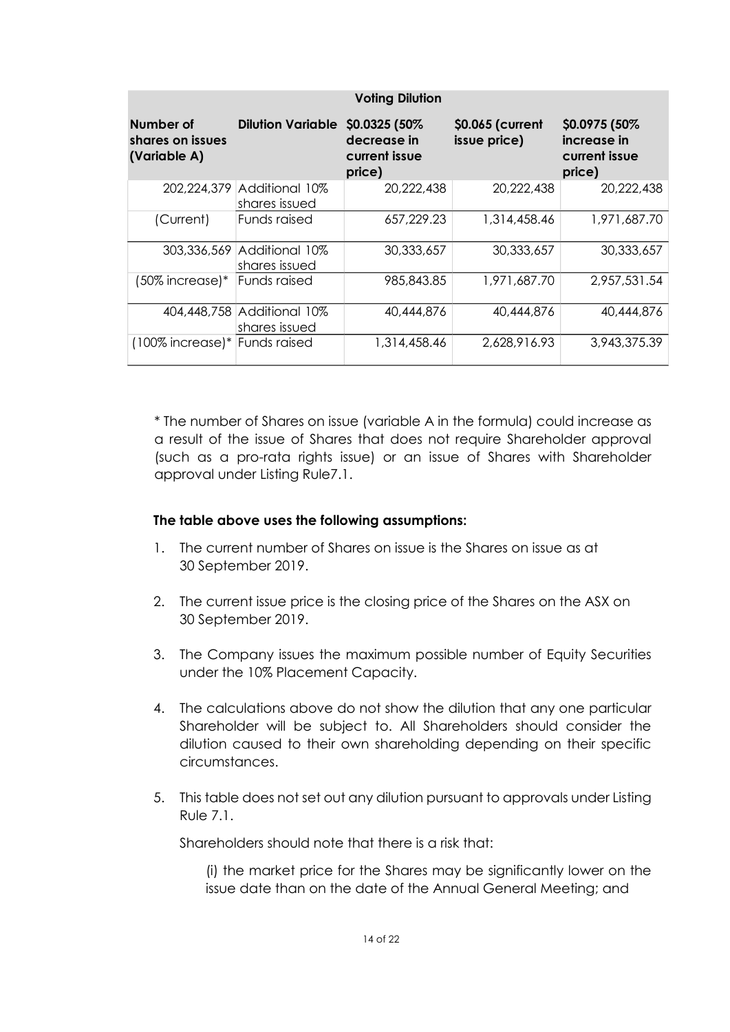| Voting Dilution | | | | |
|---|---|---|---|---|
| **Number of shares on issues (Variable A)** | **Dilution Variable** | **$0.0325 (50% decrease in current issue price)** | **$0.065 (current issue price)** | **$0.0975 (50% increase in current issue price)** |
| 202,224,379 | Additional 10% shares issued | 20,222,438 | 20,222,438 | 20,222,438 |
| (Current) | Funds raised | 657,229.23 | 1,314,458.46 | 1,971,687.70 |
| 303,336,569 | Additional 10% shares issued | 30,333,657 | 30,333,657 | 30,333,657 |
| (50% increase)* | Funds raised | 985,843.85 | 1,971,687.70 | 2,957,531.54 |
| 404,448,758 | Additional 10% shares issued | 40,444,876 | 40,444,876 | 40,444,876 |
| (100% increase)* | Funds raised | 1,314,458.46 | 2,628,916.93 | 3,943,375.39 |

* The number of Shares on issue (variable A in the formula) could increase as a result of the issue of Shares that does not require Shareholder approval (such as a pro-rata rights issue) or an issue of Shares with Shareholder approval under Listing Rule7.1.

**The table above uses the following assumptions:**

1. The current number of Shares on issue is the Shares on issue as at 30 September 2019.
2. The current issue price is the closing price of the Shares on the ASX on 30 September 2019.
3. The Company issues the maximum possible number of Equity Securities under the 10% Placement Capacity.
4. The calculations above do not show the dilution that any one particular Shareholder will be subject to. All Shareholders should consider the dilution caused to their own shareholding depending on their specific circumstances.
5. This table does not set out any dilution pursuant to approvals under Listing Rule 7.1.

   Shareholders should note that there is a risk that:

   (i) the market price for the Shares may be significantly lower on the issue date than on the date of the Annual General Meeting; and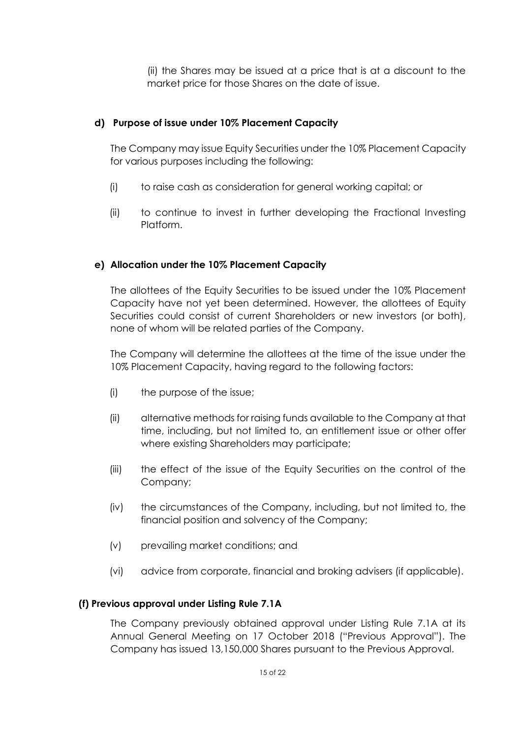(ii) the Shares may be issued at a price that is at a discount to the market price for those Shares on the date of issue.

**d) Purpose of issue under 10% Placement Capacity**

The Company may issue Equity Securities under the 10% Placement Capacity for various purposes including the following:

(i) to raise cash as consideration for general working capital; or

(ii) to continue to invest in further developing the Fractional Investing Platform.

**e) Allocation under the 10% Placement Capacity**

The allottees of the Equity Securities to be issued under the 10% Placement Capacity have not yet been determined. However, the allottees of Equity Securities could consist of current Shareholders or new investors (or both), none of whom will be related parties of the Company.

The Company will determine the allottees at the time of the issue under the 10% Placement Capacity, having regard to the following factors:

(i) the purpose of the issue;

(ii) alternative methods for raising funds available to the Company at that time, including, but not limited to, an entitlement issue or other offer where existing Shareholders may participate;

(iii) the effect of the issue of the Equity Securities on the control of the Company;

(iv) the circumstances of the Company, including, but not limited to, the financial position and solvency of the Company;

(v) prevailing market conditions; and

(vi) advice from corporate, financial and broking advisers (if applicable).

**(f) Previous approval under Listing Rule 7.1A**

The Company previously obtained approval under Listing Rule 7.1A at its Annual General Meeting on 17 October 2018 ("Previous Approval"). The Company has issued 13,150,000 Shares pursuant to the Previous Approval.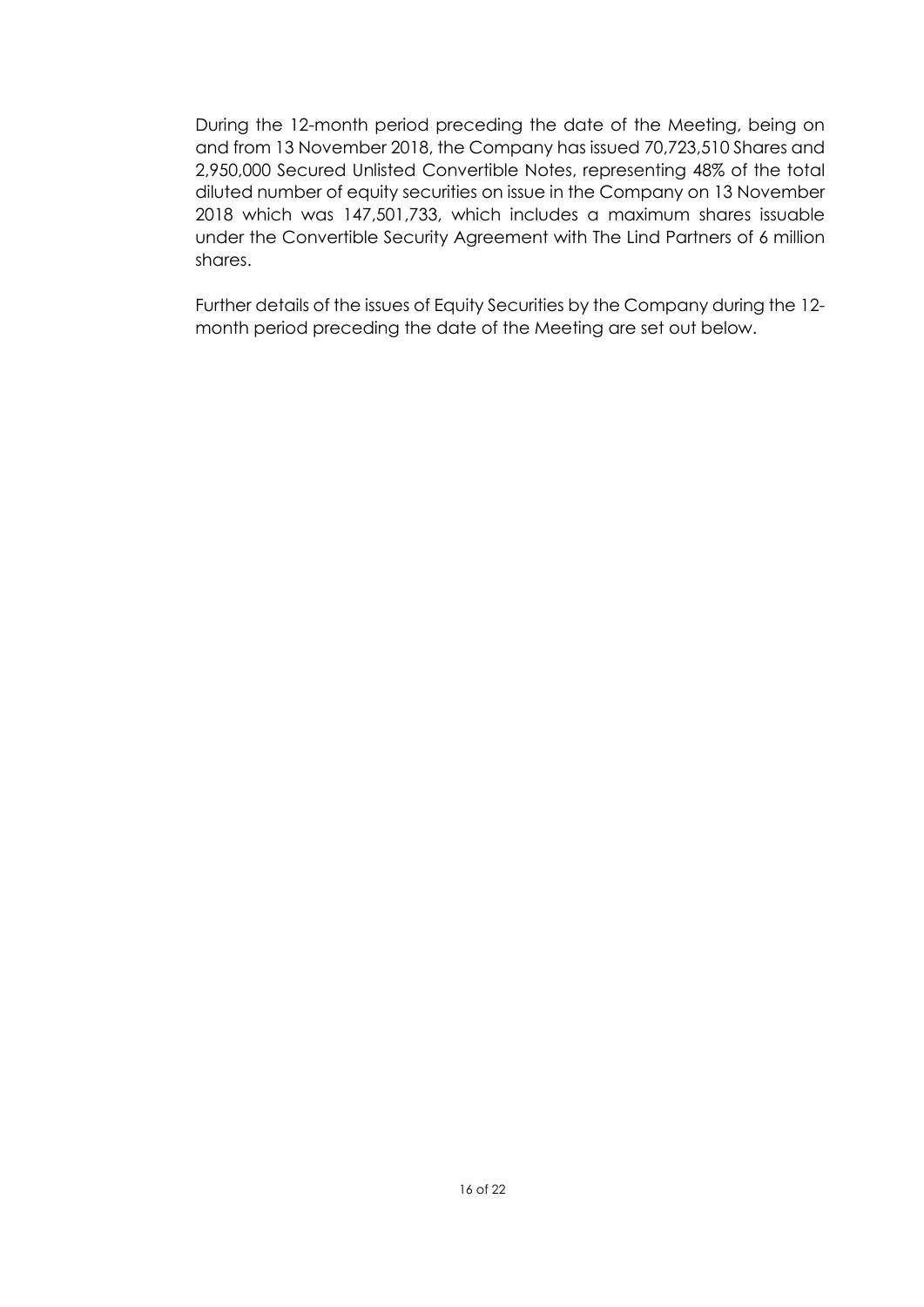During the 12-month period preceding the date of the Meeting, being on and from 13 November 2018, the Company has issued 70,723,510 Shares and 2,950,000 Secured Unlisted Convertible Notes, representing 48% of the total diluted number of equity securities on issue in the Company on 13 November 2018 which was 147,501,733, which includes a maximum shares issuable under the Convertible Security Agreement with The Lind Partners of 6 million shares.

Further details of the issues of Equity Securities by the Company during the 12-month period preceding the date of the Meeting are set out below.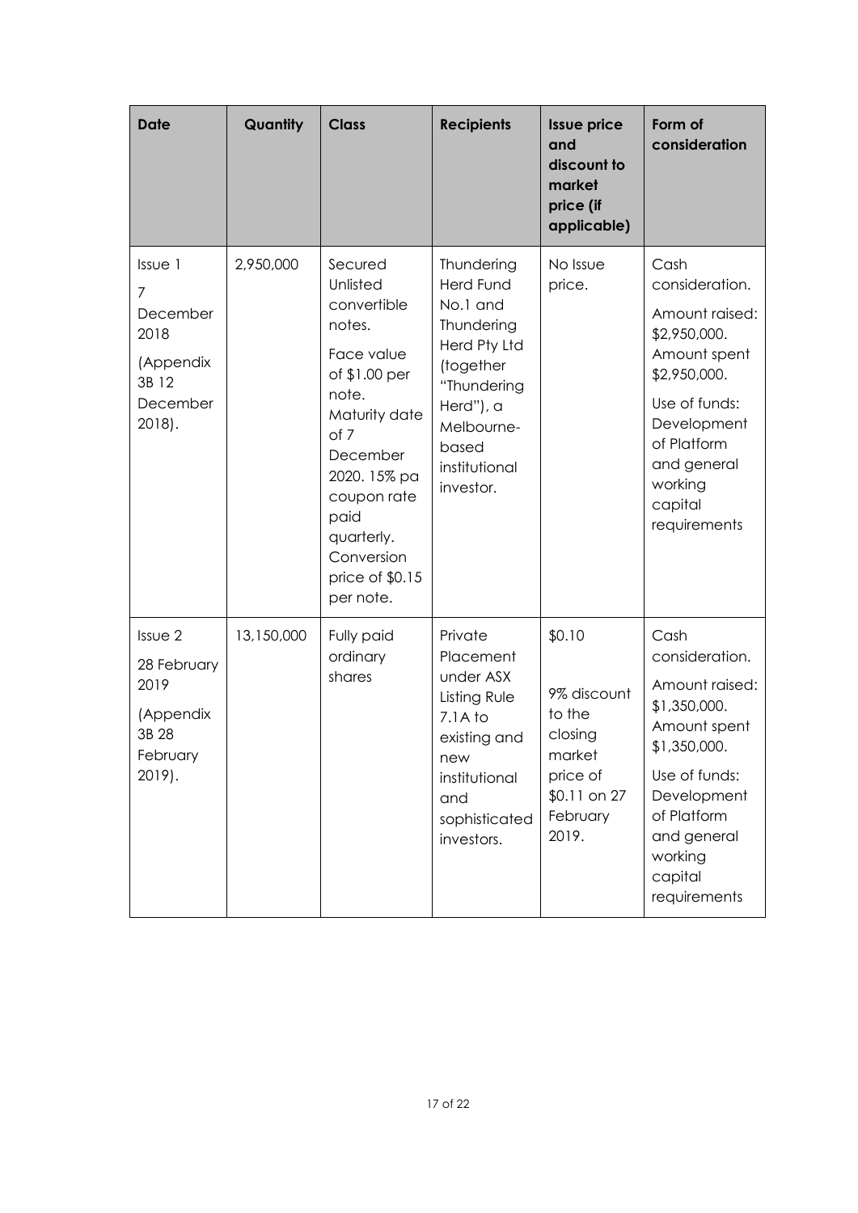| Date | Quantity | Class | Recipients | Issue price and discount to market price (if applicable) | Form of consideration |
|---|---|---|---|---|---|
| Issue 1<br>7 December 2018<br>(Appendix 3B 12 December 2018). | 2,950,000 | Secured Unlisted convertible notes.<br>Face value of $1.00 per note.<br>Maturity date of 7 December 2020. 15% pa coupon rate paid quarterly. Conversion price of $0.15 per note. | Thundering Herd Fund No.1 and Thundering Herd Pty Ltd (together "Thundering Herd"), a Melbourne-based institutional investor. | No Issue price. | Cash consideration.<br>Amount raised: $2,950,000. Amount spent $2,950,000.<br>Use of funds: Development of Platform and general working capital requirements |
| Issue 2<br>28 February 2019<br>(Appendix 3B 28 February 2019). | 13,150,000 | Fully paid ordinary shares | Private Placement under ASX Listing Rule 7.1A to existing and new institutional and sophisticated investors. | $0.10<br><br>9% discount to the closing market price of $0.11 on 27 February 2019. | Cash consideration.<br>Amount raised: $1,350,000. Amount spent $1,350,000.<br>Use of funds: Development of Platform and general working capital requirements |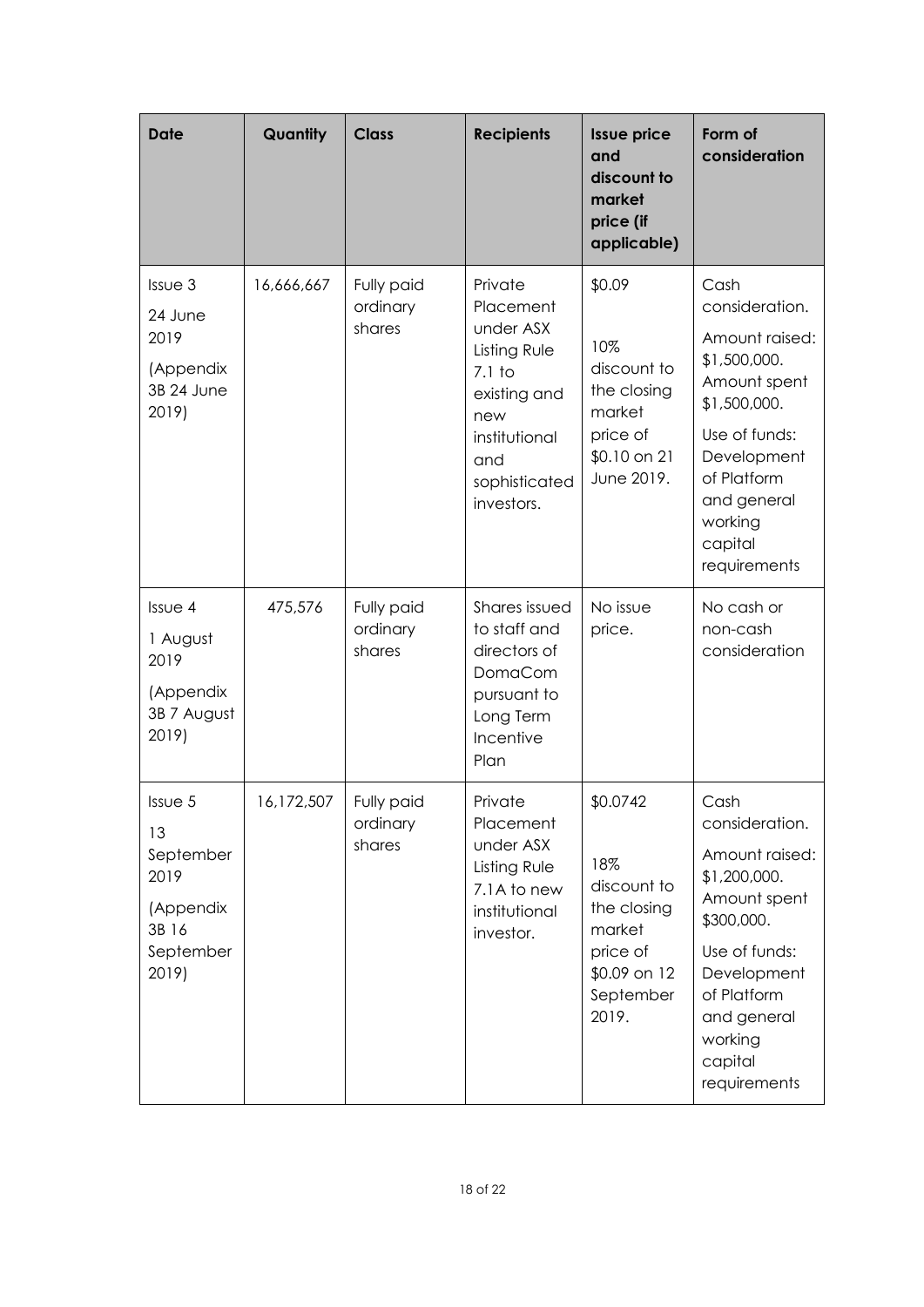| Date | Quantity | Class | Recipients | Issue price and discount to market price (if applicable) | Form of consideration |
|---|---|---|---|---|---|
| Issue 3<br>24 June 2019<br>(Appendix 3B 24 June 2019) | 16,666,667 | Fully paid ordinary shares | Private Placement under ASX Listing Rule 7.1 to existing and new institutional and sophisticated investors. | $0.09<br><br>10% discount to the closing market price of $0.10 on 21 June 2019. | Cash consideration.<br>Amount raised: $1,500,000. Amount spent $1,500,000.<br>Use of funds: Development of Platform and general working capital requirements |
| Issue 4<br>1 August 2019<br>(Appendix 3B 7 August 2019) | 475,576 | Fully paid ordinary shares | Shares issued to staff and directors of DomaCom pursuant to Long Term Incentive Plan | No issue price. | No cash or non-cash consideration |
| Issue 5<br>13 September 2019<br>(Appendix 3B 16 September 2019) | 16,172,507 | Fully paid ordinary shares | Private Placement under ASX Listing Rule 7.1A to new institutional investor. | $0.0742<br><br>18% discount to the closing market price of $0.09 on 12 September 2019. | Cash consideration.<br>Amount raised: $1,200,000. Amount spent $300,000.<br>Use of funds: Development of Platform and general working capital requirements |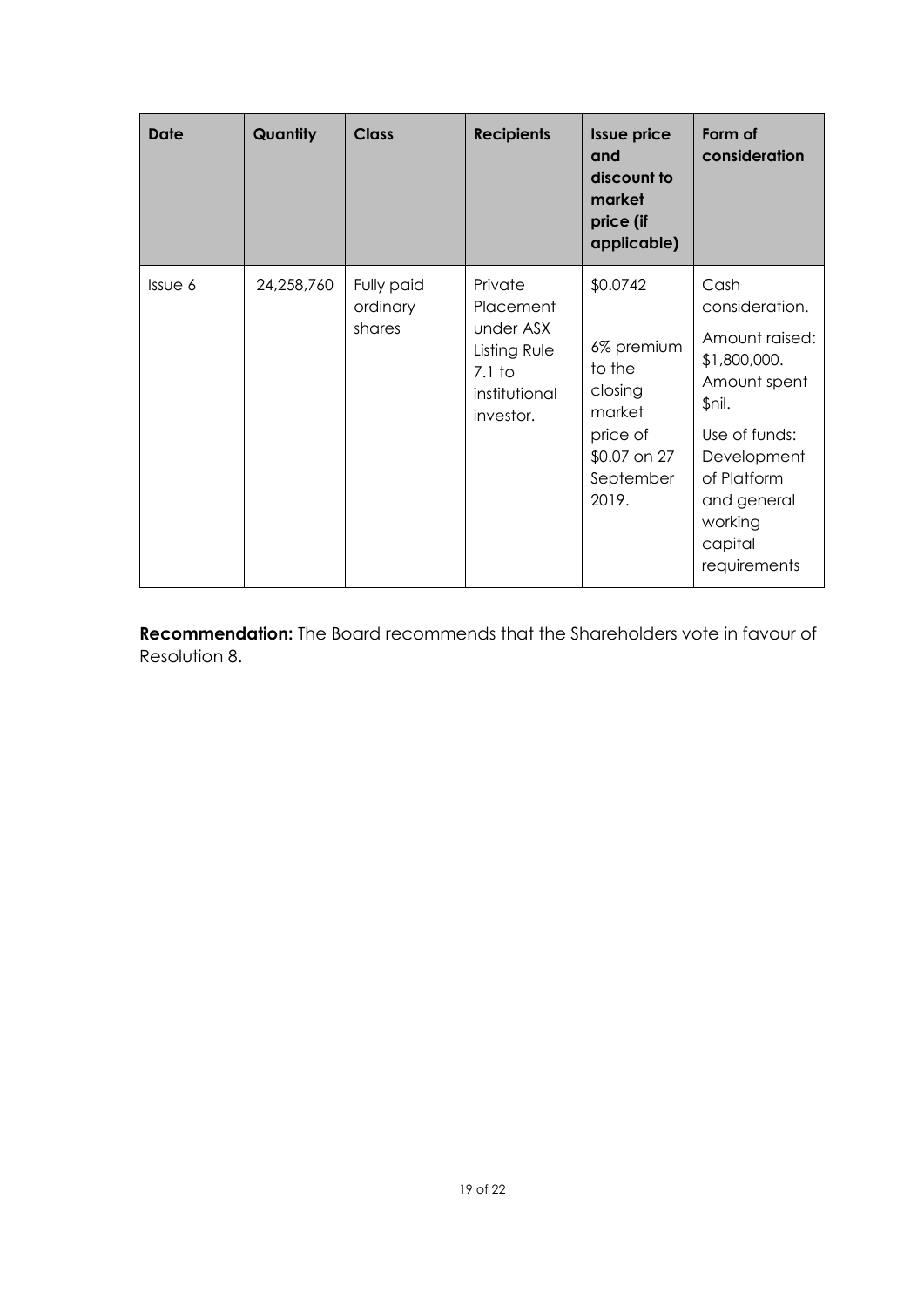| Date | Quantity | Class | Recipients | Issue price and discount to market price (if applicable) | Form of consideration |
|---|---|---|---|---|---|
| Issue 6 | 24,258,760 | Fully paid ordinary shares | Private Placement under ASX Listing Rule 7.1 to institutional investor. | $0.0742<br><br>6% premium to the closing market price of $0.07 on 27 September 2019. | Cash consideration.<br><br>Amount raised: $1,800,000. Amount spent $nil.<br><br>Use of funds: Development of Platform and general working capital requirements |

**Recommendation:** The Board recommends that the Shareholders vote in favour of Resolution 8.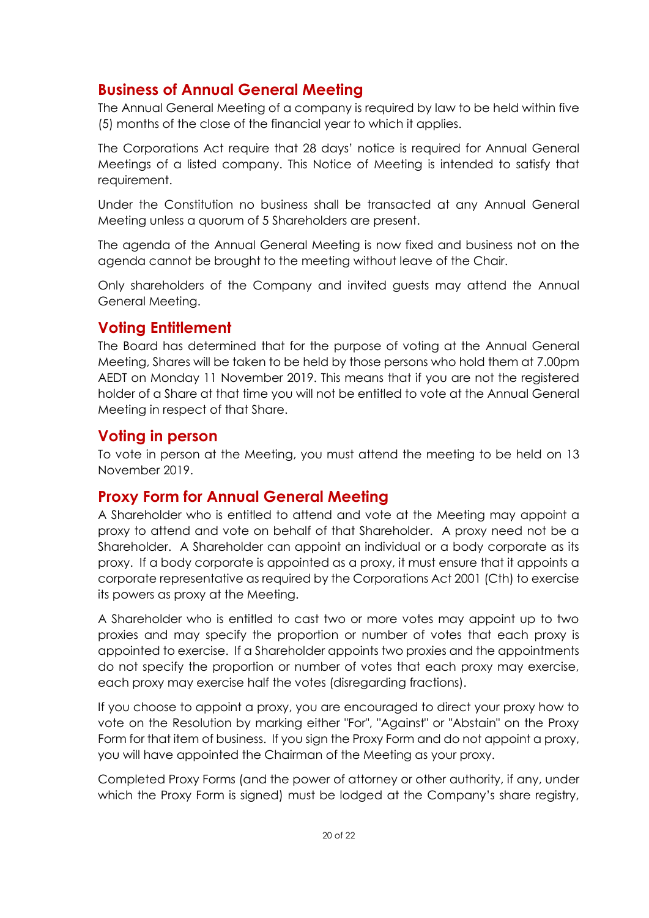## Business of Annual General Meeting

The Annual General Meeting of a company is required by law to be held within five (5) months of the close of the financial year to which it applies.

The Corporations Act require that 28 days' notice is required for Annual General Meetings of a listed company. This Notice of Meeting is intended to satisfy that requirement.

Under the Constitution no business shall be transacted at any Annual General Meeting unless a quorum of 5 Shareholders are present.

The agenda of the Annual General Meeting is now fixed and business not on the agenda cannot be brought to the meeting without leave of the Chair.

Only shareholders of the Company and invited guests may attend the Annual General Meeting.

## Voting Entitlement

The Board has determined that for the purpose of voting at the Annual General Meeting, Shares will be taken to be held by those persons who hold them at 7.00pm AEDT on Monday 11 November 2019. This means that if you are not the registered holder of a Share at that time you will not be entitled to vote at the Annual General Meeting in respect of that Share.

## Voting in person

To vote in person at the Meeting, you must attend the meeting to be held on 13 November 2019.

## Proxy Form for Annual General Meeting

A Shareholder who is entitled to attend and vote at the Meeting may appoint a proxy to attend and vote on behalf of that Shareholder. A proxy need not be a Shareholder. A Shareholder can appoint an individual or a body corporate as its proxy. If a body corporate is appointed as a proxy, it must ensure that it appoints a corporate representative as required by the Corporations Act 2001 (Cth) to exercise its powers as proxy at the Meeting.

A Shareholder who is entitled to cast two or more votes may appoint up to two proxies and may specify the proportion or number of votes that each proxy is appointed to exercise. If a Shareholder appoints two proxies and the appointments do not specify the proportion or number of votes that each proxy may exercise, each proxy may exercise half the votes (disregarding fractions).

If you choose to appoint a proxy, you are encouraged to direct your proxy how to vote on the Resolution by marking either "For", "Against" or "Abstain" on the Proxy Form for that item of business. If you sign the Proxy Form and do not appoint a proxy, you will have appointed the Chairman of the Meeting as your proxy.

Completed Proxy Forms (and the power of attorney or other authority, if any, under which the Proxy Form is signed) must be lodged at the Company's share registry,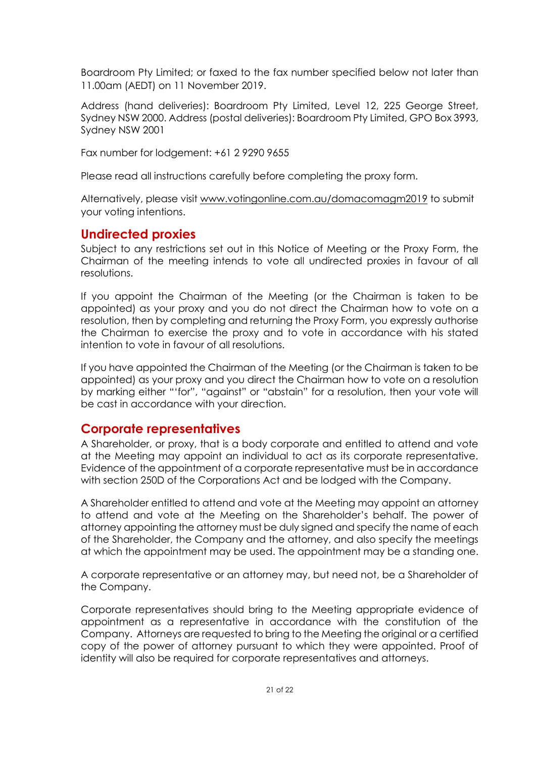Boardroom Pty Limited; or faxed to the fax number specified below not later than 11.00am (AEDT) on 11 November 2019.

Address (hand deliveries): Boardroom Pty Limited, Level 12, 225 George Street, Sydney NSW 2000. Address (postal deliveries): Boardroom Pty Limited, GPO Box 3993, Sydney NSW 2001

Fax number for lodgement: +61 2 9290 9655

Please read all instructions carefully before completing the proxy form.

Alternatively, please visit www.votingonline.com.au/domacomagm2019 to submit your voting intentions.

## Undirected proxies

Subject to any restrictions set out in this Notice of Meeting or the Proxy Form, the Chairman of the meeting intends to vote all undirected proxies in favour of all resolutions.

If you appoint the Chairman of the Meeting (or the Chairman is taken to be appointed) as your proxy and you do not direct the Chairman how to vote on a resolution, then by completing and returning the Proxy Form, you expressly authorise the Chairman to exercise the proxy and to vote in accordance with his stated intention to vote in favour of all resolutions.

If you have appointed the Chairman of the Meeting (or the Chairman is taken to be appointed) as your proxy and you direct the Chairman how to vote on a resolution by marking either "'for", "against" or "abstain" for a resolution, then your vote will be cast in accordance with your direction.

## Corporate representatives

A Shareholder, or proxy, that is a body corporate and entitled to attend and vote at the Meeting may appoint an individual to act as its corporate representative. Evidence of the appointment of a corporate representative must be in accordance with section 250D of the Corporations Act and be lodged with the Company.

A Shareholder entitled to attend and vote at the Meeting may appoint an attorney to attend and vote at the Meeting on the Shareholder's behalf. The power of attorney appointing the attorney must be duly signed and specify the name of each of the Shareholder, the Company and the attorney, and also specify the meetings at which the appointment may be used. The appointment may be a standing one.

A corporate representative or an attorney may, but need not, be a Shareholder of the Company.

Corporate representatives should bring to the Meeting appropriate evidence of appointment as a representative in accordance with the constitution of the Company. Attorneys are requested to bring to the Meeting the original or a certified copy of the power of attorney pursuant to which they were appointed. Proof of identity will also be required for corporate representatives and attorneys.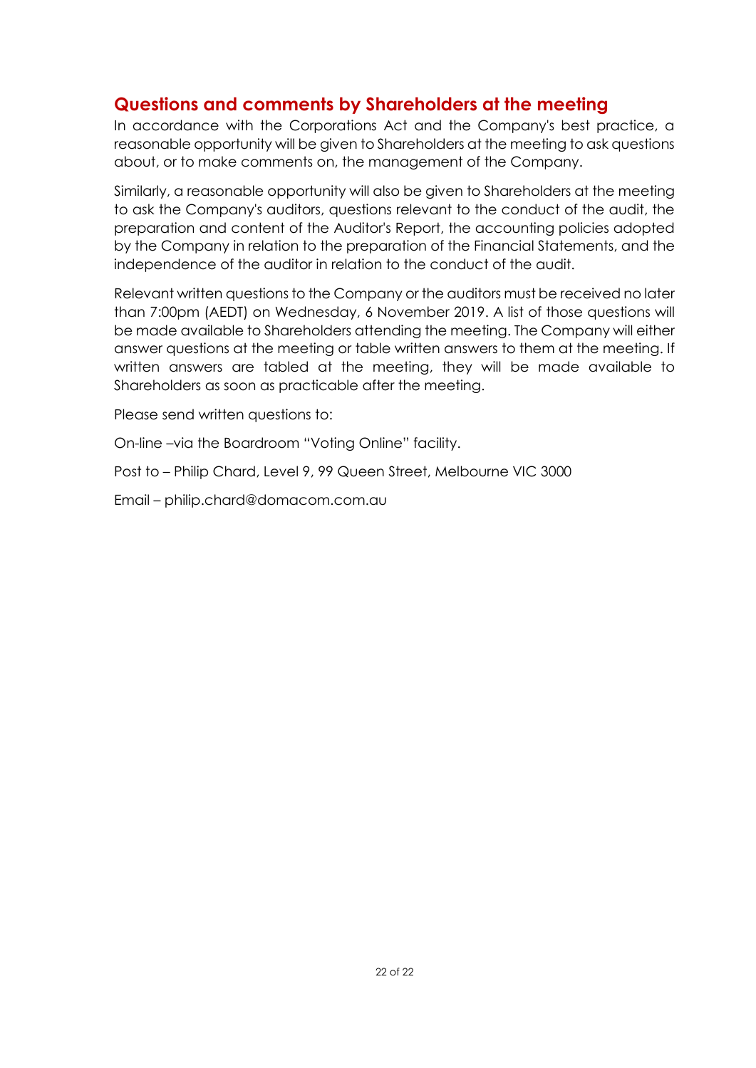## Questions and comments by Shareholders at the meeting

In accordance with the Corporations Act and the Company's best practice, a reasonable opportunity will be given to Shareholders at the meeting to ask questions about, or to make comments on, the management of the Company.

Similarly, a reasonable opportunity will also be given to Shareholders at the meeting to ask the Company's auditors, questions relevant to the conduct of the audit, the preparation and content of the Auditor's Report, the accounting policies adopted by the Company in relation to the preparation of the Financial Statements, and the independence of the auditor in relation to the conduct of the audit.

Relevant written questions to the Company or the auditors must be received no later than 7:00pm (AEDT) on Wednesday, 6 November 2019. A list of those questions will be made available to Shareholders attending the meeting. The Company will either answer questions at the meeting or table written answers to them at the meeting. If written answers are tabled at the meeting, they will be made available to Shareholders as soon as practicable after the meeting.

Please send written questions to:

On-line –via the Boardroom "Voting Online" facility.

Post to – Philip Chard, Level 9, 99 Queen Street, Melbourne VIC 3000

Email – philip.chard@domacom.com.au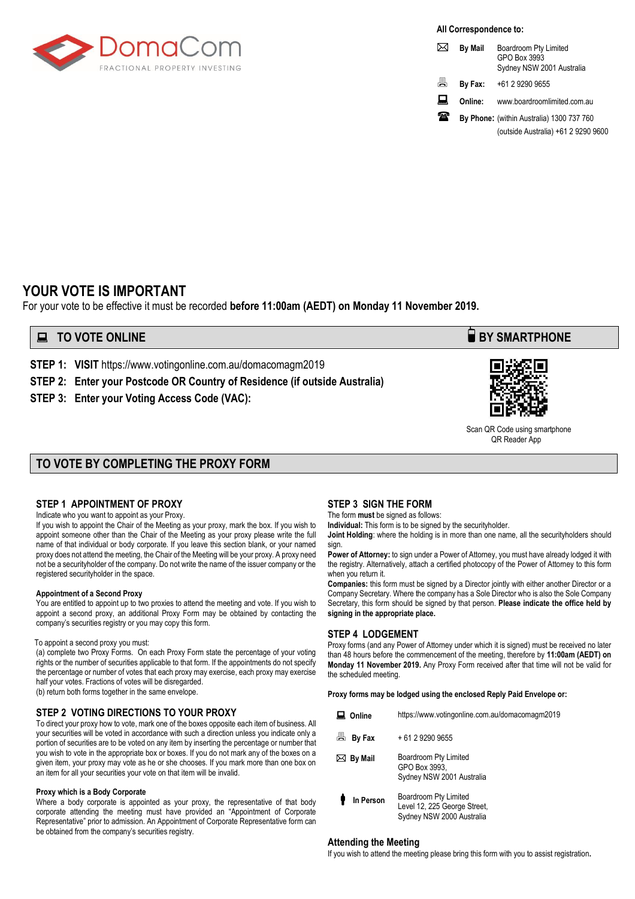DomaCom
FRACTIONAL PROPERTY INVESTING

**All Correspondence to:**

| | | |
|---|---|---|
| **By Mail** | Boardroom Pty Limited<br>GPO Box 3993<br>Sydney NSW 2001 Australia |
| **By Fax:** | +61 2 9290 9655 |
| **Online:** | www.boardroomlimited.com.au |
| **By Phone:** | (within Australia) 1300 737 760<br>(outside Australia) +61 2 9290 9600 |

# YOUR VOTE IS IMPORTANT

For your vote to be effective it must be recorded **before 11:00am (AEDT) on Monday 11 November 2019.**

## TO VOTE ONLINE

**STEP 1: VISIT** https://www.votingonline.com.au/domacomagm2019

**STEP 2: Enter your Postcode OR Country of Residence (if outside Australia)**

**STEP 3: Enter your Voting Access Code (VAC):**

## BY SMARTPHONE

Scan QR Code using smartphone QR Reader App

## TO VOTE BY COMPLETING THE PROXY FORM

### STEP 1 APPOINTMENT OF PROXY

Indicate who you want to appoint as your Proxy.

If you wish to appoint the Chair of the Meeting as your proxy, mark the box. If you wish to appoint someone other than the Chair of the Meeting as your proxy please write the full name of that individual or body corporate. If you leave this section blank, or your named proxy does not attend the meeting, the Chair of the Meeting will be your proxy. A proxy need not be a securityholder of the company. Do not write the name of the issuer company or the registered securityholder in the space.

**Appointment of a Second Proxy**

You are entitled to appoint up to two proxies to attend the meeting and vote. If you wish to appoint a second proxy, an additional Proxy Form may be obtained by contacting the company's securities registry or you may copy this form.

To appoint a second proxy you must:

(a) complete two Proxy Forms. On each Proxy Form state the percentage of your voting rights or the number of securities applicable to that form. If the appointments do not specify the percentage or number of votes that each proxy may exercise, each proxy may exercise half your votes. Fractions of votes will be disregarded.

(b) return both forms together in the same envelope.

### STEP 2 VOTING DIRECTIONS TO YOUR PROXY

To direct your proxy how to vote, mark one of the boxes opposite each item of business. All your securities will be voted in accordance with such a direction unless you indicate only a portion of securities are to be voted on any item by inserting the percentage or number that you wish to vote in the appropriate box or boxes. If you do not mark any of the boxes on a given item, your proxy may vote as he or she chooses. If you mark more than one box on an item for all your securities your vote on that item will be invalid.

**Proxy which is a Body Corporate**

Where a body corporate is appointed as your proxy, the representative of that body corporate attending the meeting must have provided an "Appointment of Corporate Representative" prior to admission. An Appointment of Corporate Representative form can be obtained from the company's securities registry.

### STEP 3 SIGN THE FORM

The form **must** be signed as follows:

**Individual:** This form is to be signed by the securityholder.

**Joint Holding**: where the holding is in more than one name, all the securityholders should sign.

**Power of Attorney:** to sign under a Power of Attorney, you must have already lodged it with the registry. Alternatively, attach a certified photocopy of the Power of Attorney to this form when you return it.

**Companies:** this form must be signed by a Director jointly with either another Director or a Company Secretary. Where the company has a Sole Director who is also the Sole Company Secretary, this form should be signed by that person. **Please indicate the office held by signing in the appropriate place.**

### STEP 4 LODGEMENT

Proxy forms (and any Power of Attorney under which it is signed) must be received no later than 48 hours before the commencement of the meeting, therefore by **11:00am (AEDT) on Monday 11 November 2019.** Any Proxy Form received after that time will not be valid for the scheduled meeting.

**Proxy forms may be lodged using the enclosed Reply Paid Envelope or:**

| | |
|---|---|
| **Online** | https://www.votingonline.com.au/domacomagm2019 |
| **By Fax** | + 61 2 9290 9655 |
| **By Mail** | Boardroom Pty Limited<br>GPO Box 3993,<br>Sydney NSW 2001 Australia |
| **In Person** | Boardroom Pty Limited<br>Level 12, 225 George Street,<br>Sydney NSW 2000 Australia |

### Attending the Meeting

If you wish to attend the meeting please bring this form with you to assist registration.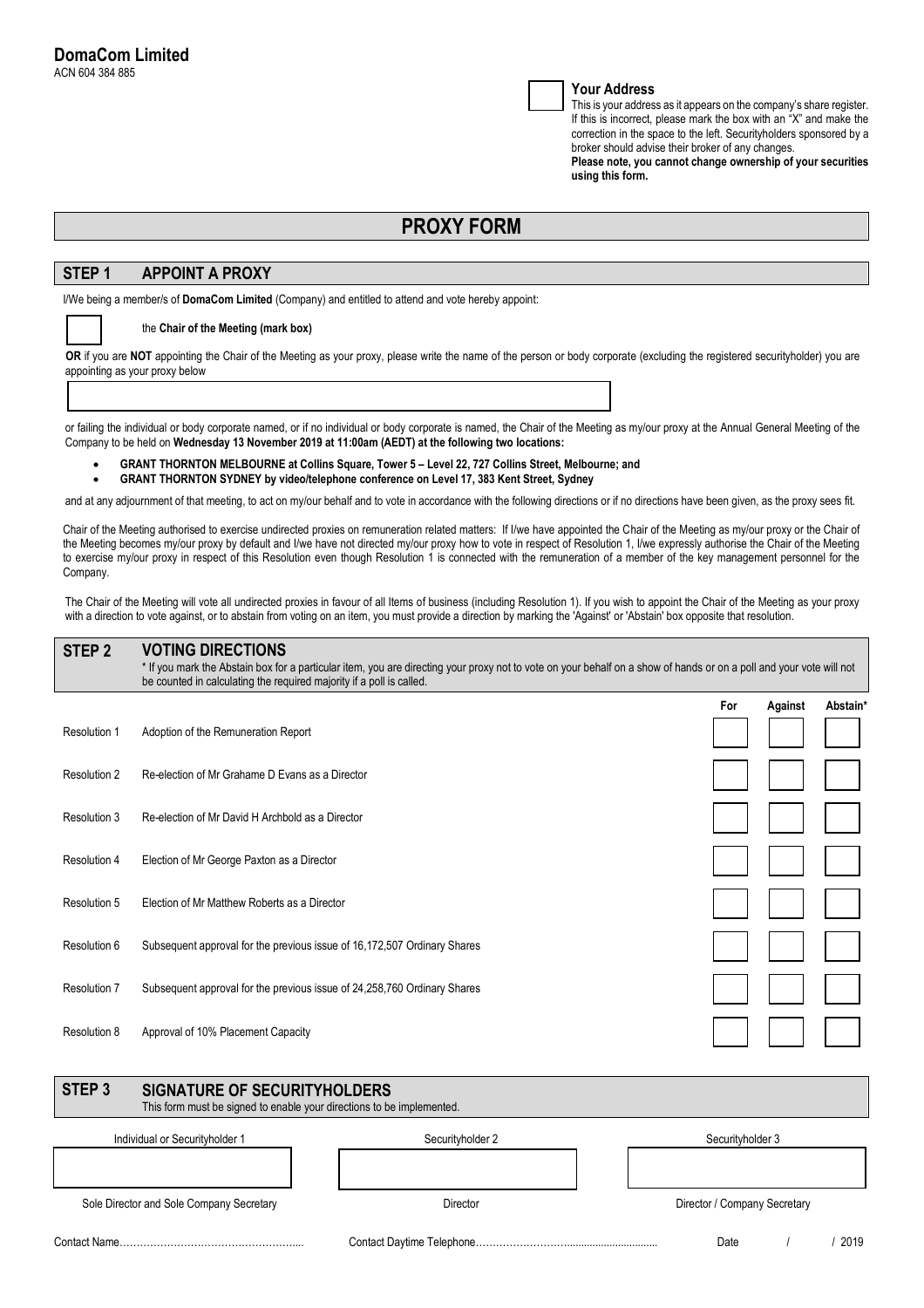# DomaCom Limited

ACN 604 384 885

**Your Address**
This is your address as it appears on the company's share register. If this is incorrect, please mark the box with an "X" and make the correction in the space to the left. Securityholders sponsored by a broker should advise their broker of any changes.
**Please note, you cannot change ownership of your securities using this form.**

## PROXY FORM

### STEP 1 APPOINT A PROXY

I/We being a member/s of **DomaCom Limited** (Company) and entitled to attend and vote hereby appoint:

☐ the **Chair of the Meeting (mark box)**

**OR** if you are **NOT** appointing the Chair of the Meeting as your proxy, please write the name of the person or body corporate (excluding the registered securityholder) you are appointing as your proxy below

or failing the individual or body corporate named, or if no individual or body corporate is named, the Chair of the Meeting as my/our proxy at the Annual General Meeting of the Company to be held on **Wednesday 13 November 2019 at 11:00am (AEDT) at the following two locations:**

- **GRANT THORNTON MELBOURNE at Collins Square, Tower 5 – Level 22, 727 Collins Street, Melbourne; and**
- **GRANT THORNTON SYDNEY by video/telephone conference on Level 17, 383 Kent Street, Sydney**

and at any adjournment of that meeting, to act on my/our behalf and to vote in accordance with the following directions or if no directions have been given, as the proxy sees fit.

Chair of the Meeting authorised to exercise undirected proxies on remuneration related matters: If I/we have appointed the Chair of the Meeting as my/our proxy or the Chair of the Meeting becomes my/our proxy by default and I/we have not directed my/our proxy how to vote in respect of Resolution 1, I/we expressly authorise the Chair of the Meeting to exercise my/our proxy in respect of this Resolution even though Resolution 1 is connected with the remuneration of a member of the key management personnel for the Company.

The Chair of the Meeting will vote all undirected proxies in favour of all Items of business (including Resolution 1). If you wish to appoint the Chair of the Meeting as your proxy with a direction to vote against, or to abstain from voting on an item, you must provide a direction by marking the 'Against' or 'Abstain' box opposite that resolution.

### STEP 2 VOTING DIRECTIONS

\* If you mark the Abstain box for a particular item, you are directing your proxy not to vote on your behalf on a show of hands or on a poll and your vote will not be counted in calculating the required majority if a poll is called.

| | | For | Against | Abstain* |
|---|---|---|---|---|
| Resolution 1 | Adoption of the Remuneration Report | | | |
| Resolution 2 | Re-election of Mr Grahame D Evans as a Director | | | |
| Resolution 3 | Re-election of Mr David H Archbold as a Director | | | |
| Resolution 4 | Election of Mr George Paxton as a Director | | | |
| Resolution 5 | Election of Mr Matthew Roberts as a Director | | | |
| Resolution 6 | Subsequent approval for the previous issue of 16,172,507 Ordinary Shares | | | |
| Resolution 7 | Subsequent approval for the previous issue of 24,258,760 Ordinary Shares | | | |
| Resolution 8 | Approval of 10% Placement Capacity | | | |

### STEP 3 SIGNATURE OF SECURITYHOLDERS

This form must be signed to enable your directions to be implemented.

| Individual or Securityholder 1 | Securityholder 2 | Securityholder 3 |
|---|---|---|
| | | |
| Sole Director and Sole Company Secretary | Director | Director / Company Secretary |

Contact Name………………………………………….... Contact Daytime Telephone……………………….............................. Date / / 2019